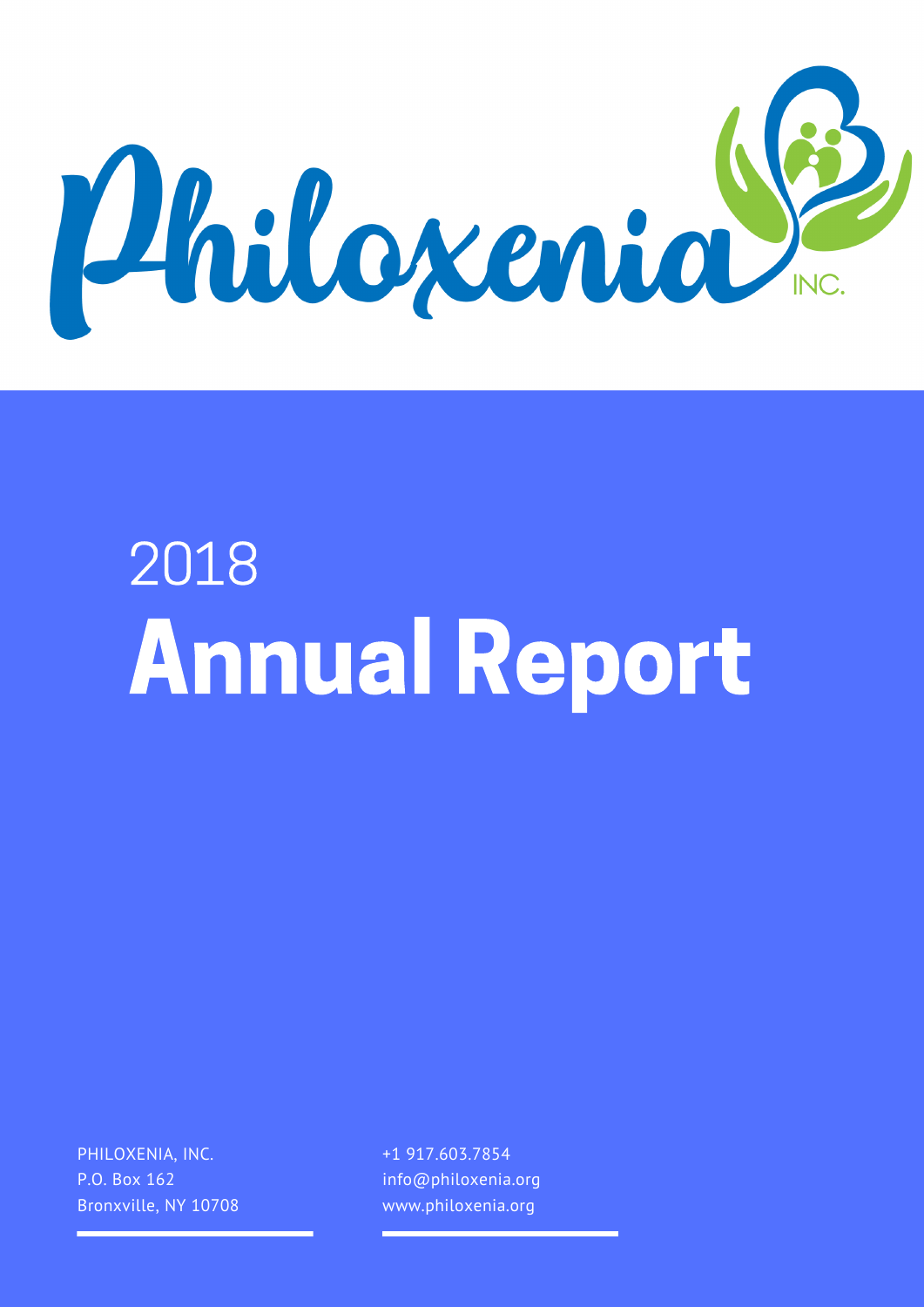Philoxenia INC.

# 2018 Annual Report

PHILOXENIA, INC.
P.O. Box 162
Bronxville, NY 10708

+1 917.603.7854
info@philoxenia.org
www.philoxenia.org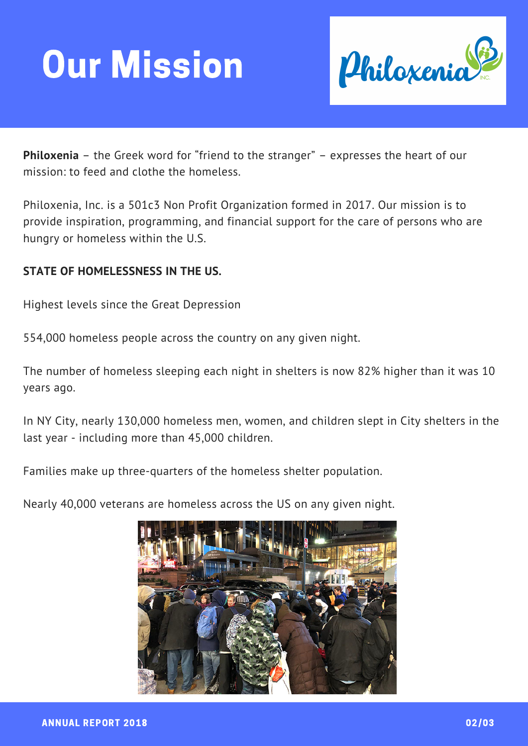# Our Mission

**Philoxenia** – the Greek word for "friend to the stranger" – expresses the heart of our mission: to feed and clothe the homeless.

Philoxenia, Inc. is a 501c3 Non Profit Organization formed in 2017. Our mission is to provide inspiration, programming, and financial support for the care of persons who are hungry or homeless within the U.S.

**STATE OF HOMELESSNESS IN THE US.**

Highest levels since the Great Depression

554,000 homeless people across the country on any given night.

The number of homeless sleeping each night in shelters is now 82% higher than it was 10 years ago.

In NY City, nearly 130,000 homeless men, women, and children slept in City shelters in the last year - including more than 45,000 children.

Families make up three-quarters of the homeless shelter population.

Nearly 40,000 veterans are homeless across the US on any given night.

**ANNUAL REPORT 2018**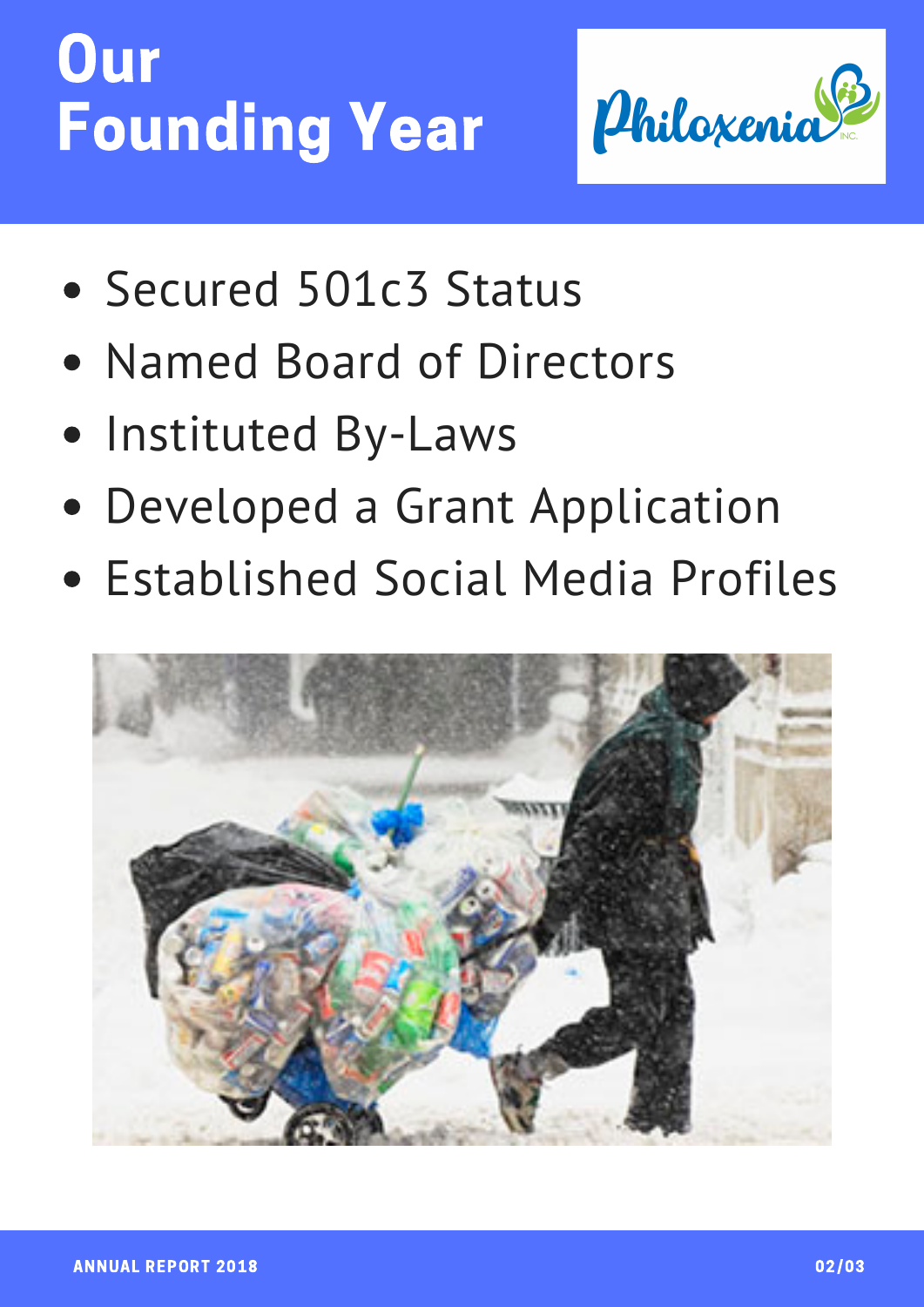# Our Founding Year

- Secured 501c3 Status
- Named Board of Directors
- Instituted By-Laws
- Developed a Grant Application
- Established Social Media Profiles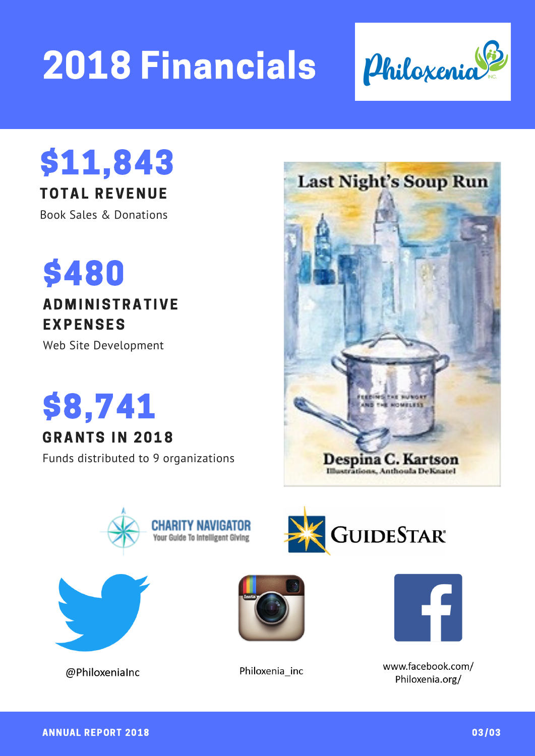# 2018 Financials

## $11,843

**TOTAL REVENUE**

Book Sales & Donations

## $480

**ADMINISTRATIVE EXPENSES**

Web Site Development

## $8,741

**GRANTS IN 2018**

Funds distributed to 9 organizations

Last Night's Soup Run

Despina C. Kartson

Illustrations, Anthoula DeKnatel

CHARITY NAVIGATOR
Your Guide To Intelligent Giving

GUIDESTAR

@PhiloxeniaInc

Philoxenia_inc

www.facebook.com/Philoxenia.org/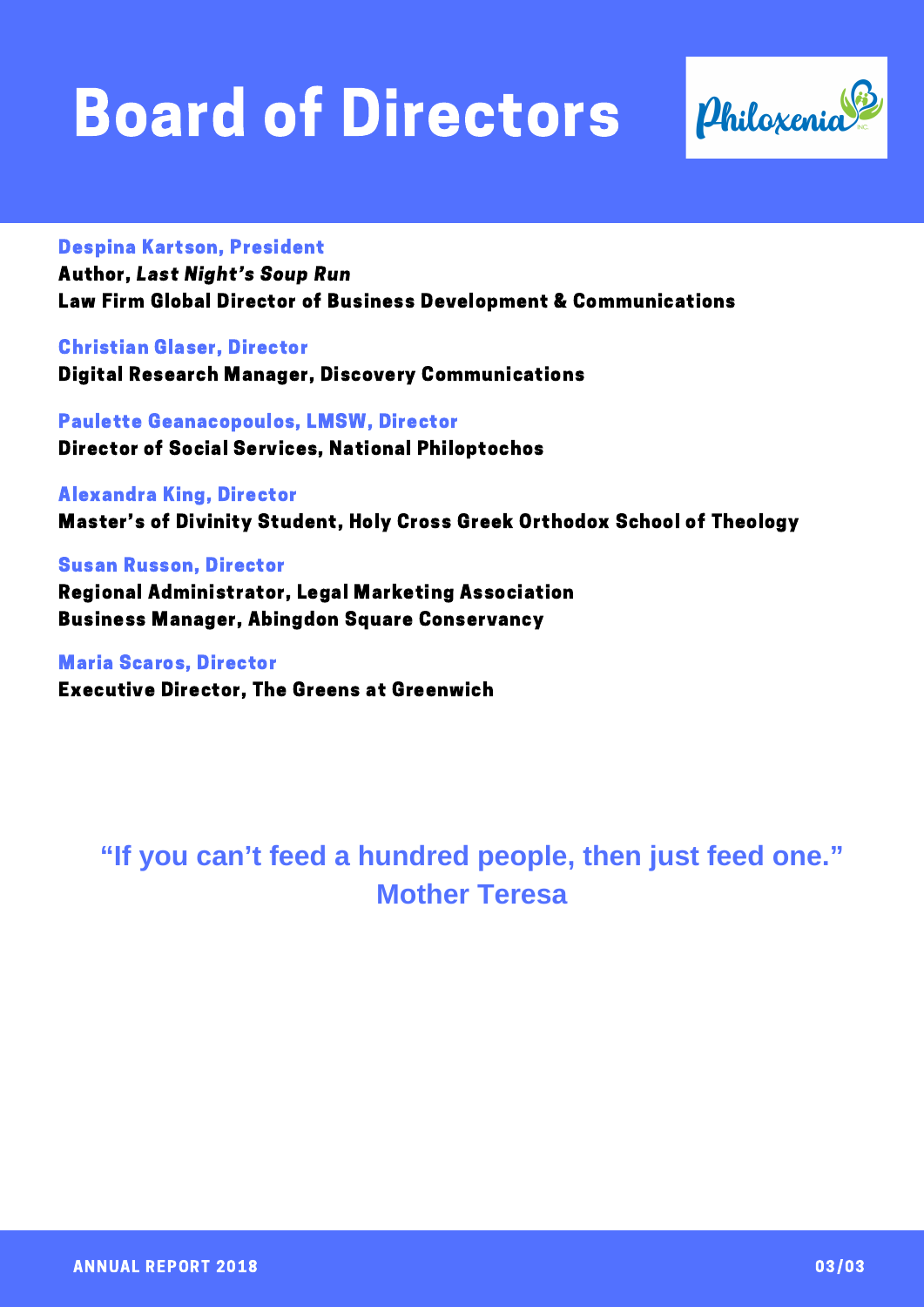# Board of Directors

**Despina Kartson, President**
**Author, *Last Night's Soup Run***
**Law Firm Global Director of Business Development & Communications**

**Christian Glaser, Director**
**Digital Research Manager, Discovery Communications**

**Paulette Geanacopoulos, LMSW, Director**
**Director of Social Services, National Philoptochos**

**Alexandra King, Director**
**Master's of Divinity Student, Holy Cross Greek Orthodox School of Theology**

**Susan Russon, Director**
**Regional Administrator, Legal Marketing Association**
**Business Manager, Abingdon Square Conservancy**

**Maria Scaros, Director**
**Executive Director, The Greens at Greenwich**

**"If you can't feed a hundred people, then just feed one."**
**Mother Teresa**

ANNUAL REPORT 2018